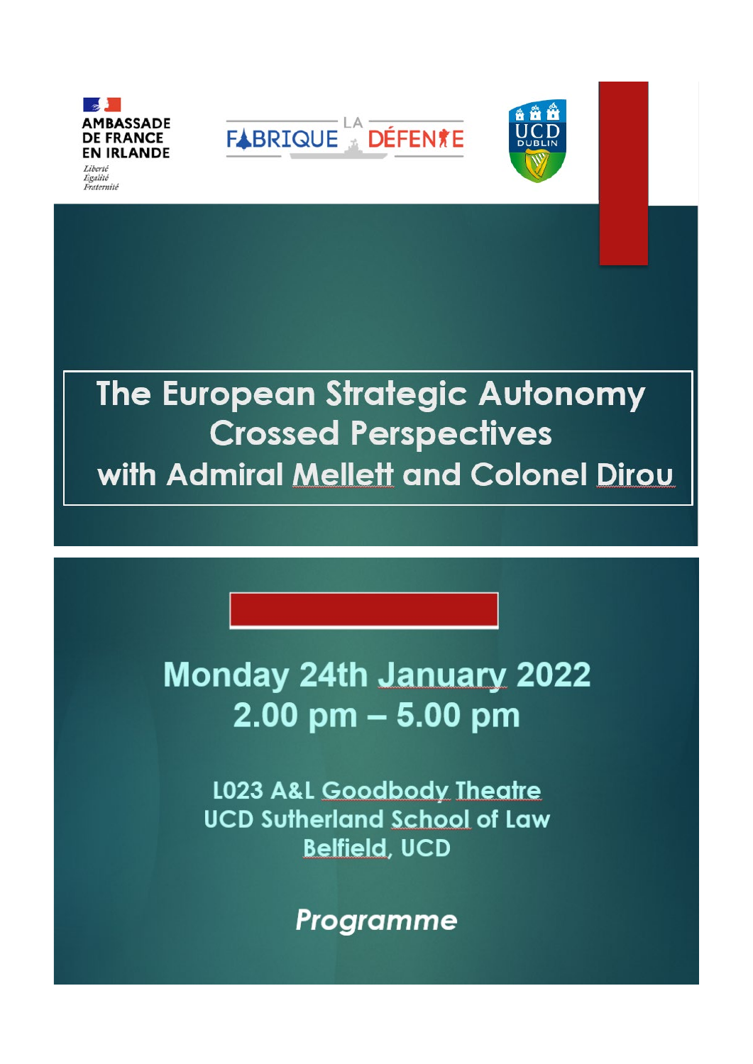AMBASSADE DE FRANCE EN IRLANDE

*Liberté Égalité Fraternité*

LA FABRIQUE DÉFENSE

UCD DUBLIN

# The European Strategic Autonomy Crossed Perspectives with Admiral Mellett and Colonel Dirou

## Monday 24th January 2022
## 2.00 pm – 5.00 pm

**L023 A&L Goodbody Theatre**
**UCD Sutherland School of Law**
**Belfield, UCD**

***Programme***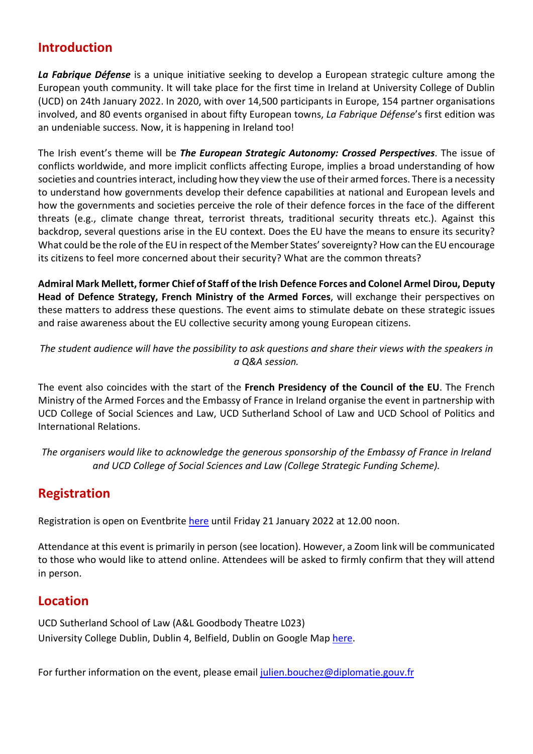## Introduction

***La Fabrique Défense*** is a unique initiative seeking to develop a European strategic culture among the European youth community. It will take place for the first time in Ireland at University College of Dublin (UCD) on 24th January 2022. In 2020, with over 14,500 participants in Europe, 154 partner organisations involved, and 80 events organised in about fifty European towns, *La Fabrique Défense*'s first edition was an undeniable success. Now, it is happening in Ireland too!

The Irish event's theme will be ***The European Strategic Autonomy: Crossed Perspectives***. The issue of conflicts worldwide, and more implicit conflicts affecting Europe, implies a broad understanding of how societies and countries interact, including how they view the use of their armed forces. There is a necessity to understand how governments develop their defence capabilities at national and European levels and how the governments and societies perceive the role of their defence forces in the face of the different threats (e.g., climate change threat, terrorist threats, traditional security threats etc.). Against this backdrop, several questions arise in the EU context. Does the EU have the means to ensure its security? What could be the role of the EU in respect of the Member States' sovereignty? How can the EU encourage its citizens to feel more concerned about their security? What are the common threats?

**Admiral Mark Mellett, former Chief of Staff of the Irish Defence Forces and Colonel Armel Dirou, Deputy Head of Defence Strategy, French Ministry of the Armed Forces**, will exchange their perspectives on these matters to address these questions. The event aims to stimulate debate on these strategic issues and raise awareness about the EU collective security among young European citizens.

*The student audience will have the possibility to ask questions and share their views with the speakers in a Q&A session.*

The event also coincides with the start of the **French Presidency of the Council of the EU**. The French Ministry of the Armed Forces and the Embassy of France in Ireland organise the event in partnership with UCD College of Social Sciences and Law, UCD Sutherland School of Law and UCD School of Politics and International Relations.

*The organisers would like to acknowledge the generous sponsorship of the Embassy of France in Ireland and UCD College of Social Sciences and Law (College Strategic Funding Scheme).*

## Registration

Registration is open on Eventbrite here until Friday 21 January 2022 at 12.00 noon.

Attendance at this event is primarily in person (see location). However, a Zoom link will be communicated to those who would like to attend online. Attendees will be asked to firmly confirm that they will attend in person.

## Location

UCD Sutherland School of Law (A&L Goodbody Theatre L023)
University College Dublin, Dublin 4, Belfield, Dublin on Google Map here.

For further information on the event, please email julien.bouchez@diplomatie.gouv.fr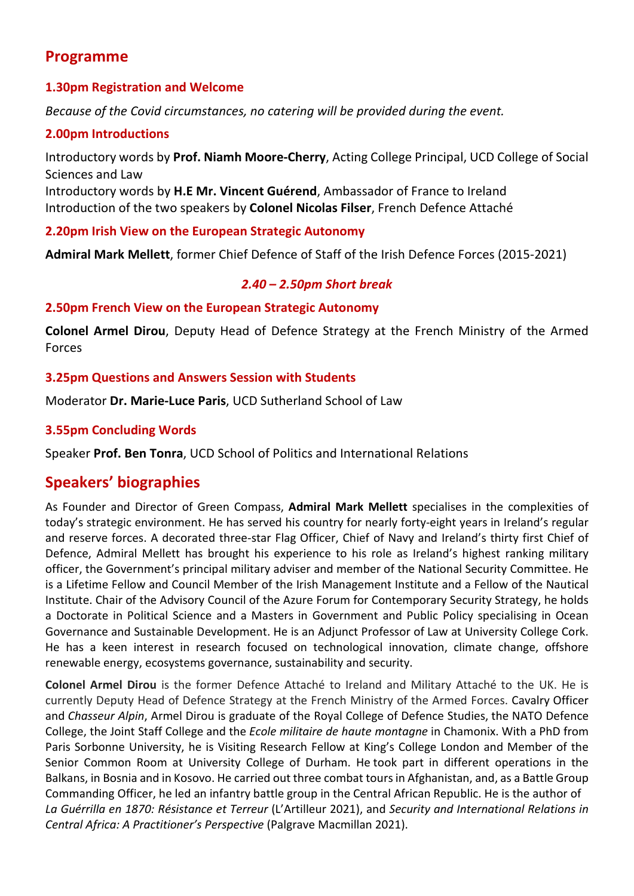## Programme

### 1.30pm Registration and Welcome

*Because of the Covid circumstances, no catering will be provided during the event.*

### 2.00pm Introductions

Introductory words by **Prof. Niamh Moore-Cherry**, Acting College Principal, UCD College of Social Sciences and Law
Introductory words by **H.E Mr. Vincent Guérend**, Ambassador of France to Ireland
Introduction of the two speakers by **Colonel Nicolas Filser**, French Defence Attaché

### 2.20pm Irish View on the European Strategic Autonomy

**Admiral Mark Mellett**, former Chief Defence of Staff of the Irish Defence Forces (2015-2021)

***2.40 – 2.50pm Short break***

### 2.50pm French View on the European Strategic Autonomy

**Colonel Armel Dirou**, Deputy Head of Defence Strategy at the French Ministry of the Armed Forces

### 3.25pm Questions and Answers Session with Students

Moderator **Dr. Marie-Luce Paris**, UCD Sutherland School of Law

### 3.55pm Concluding Words

Speaker **Prof. Ben Tonra**, UCD School of Politics and International Relations

## Speakers' biographies

As Founder and Director of Green Compass, **Admiral Mark Mellett** specialises in the complexities of today's strategic environment. He has served his country for nearly forty-eight years in Ireland's regular and reserve forces. A decorated three-star Flag Officer, Chief of Navy and Ireland's thirty first Chief of Defence, Admiral Mellett has brought his experience to his role as Ireland's highest ranking military officer, the Government's principal military adviser and member of the National Security Committee. He is a Lifetime Fellow and Council Member of the Irish Management Institute and a Fellow of the Nautical Institute. Chair of the Advisory Council of the Azure Forum for Contemporary Security Strategy, he holds a Doctorate in Political Science and a Masters in Government and Public Policy specialising in Ocean Governance and Sustainable Development. He is an Adjunct Professor of Law at University College Cork. He has a keen interest in research focused on technological innovation, climate change, offshore renewable energy, ecosystems governance, sustainability and security.

**Colonel Armel Dirou** is the former Defence Attaché to Ireland and Military Attaché to the UK. He is currently Deputy Head of Defence Strategy at the French Ministry of the Armed Forces. Cavalry Officer and *Chasseur Alpin*, Armel Dirou is graduate of the Royal College of Defence Studies, the NATO Defence College, the Joint Staff College and the *Ecole militaire de haute montagne* in Chamonix. With a PhD from Paris Sorbonne University, he is Visiting Research Fellow at King's College London and Member of the Senior Common Room at University College of Durham. He took part in different operations in the Balkans, in Bosnia and in Kosovo. He carried out three combat tours in Afghanistan, and, as a Battle Group Commanding Officer, he led an infantry battle group in the Central African Republic. He is the author of *La Guérrilla en 1870: Résistance et Terreur* (L'Artilleur 2021), and *Security and International Relations in Central Africa: A Practitioner's Perspective* (Palgrave Macmillan 2021).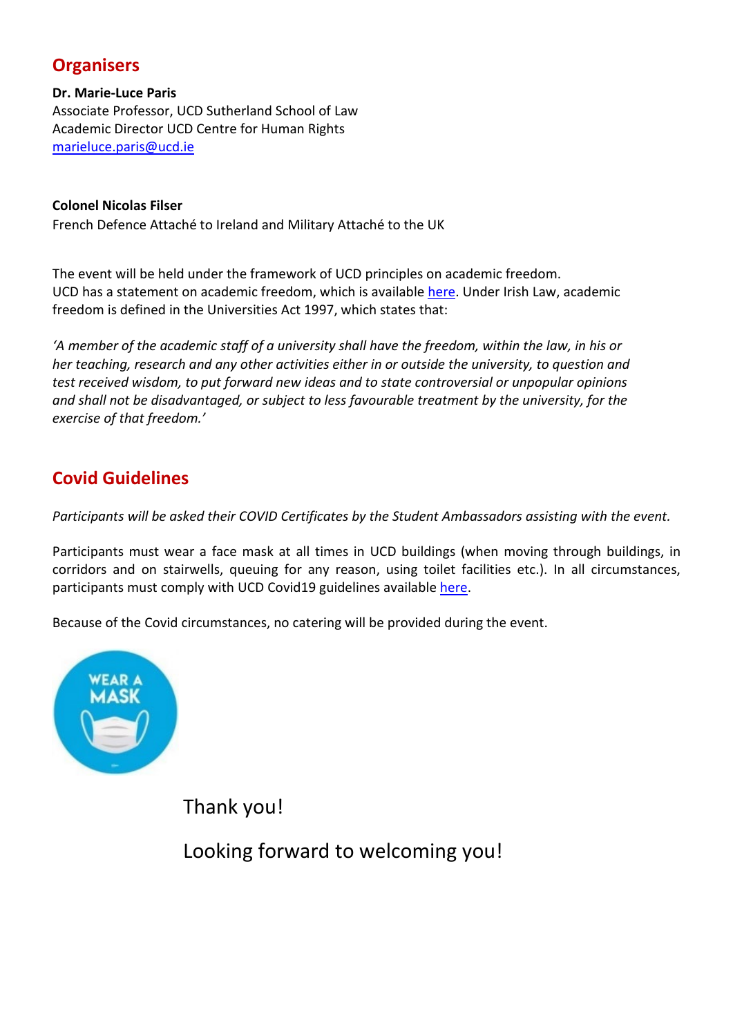## Organisers

**Dr. Marie-Luce Paris**
Associate Professor, UCD Sutherland School of Law
Academic Director UCD Centre for Human Rights
marieluce.paris@ucd.ie

**Colonel Nicolas Filser**
French Defence Attaché to Ireland and Military Attaché to the UK

The event will be held under the framework of UCD principles on academic freedom.
UCD has a statement on academic freedom, which is available here. Under Irish Law, academic freedom is defined in the Universities Act 1997, which states that:

*'A member of the academic staff of a university shall have the freedom, within the law, in his or her teaching, research and any other activities either in or outside the university, to question and test received wisdom, to put forward new ideas and to state controversial or unpopular opinions and shall not be disadvantaged, or subject to less favourable treatment by the university, for the exercise of that freedom.'*

## Covid Guidelines

*Participants will be asked their COVID Certificates by the Student Ambassadors assisting with the event.*

Participants must wear a face mask at all times in UCD buildings (when moving through buildings, in corridors and on stairwells, queuing for any reason, using toilet facilities etc.). In all circumstances, participants must comply with UCD Covid19 guidelines available here.

Because of the Covid circumstances, no catering will be provided during the event.

WEAR A MASK

Thank you!

Looking forward to welcoming you!